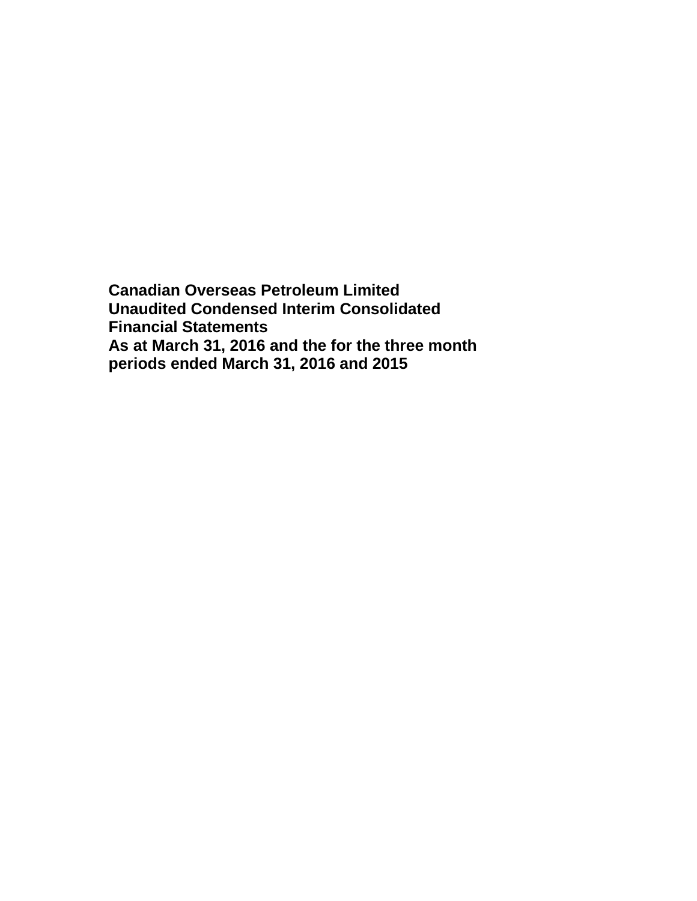**Canadian Overseas Petroleum Limited**
**Unaudited Condensed Interim Consolidated Financial Statements**
**As at March 31, 2016 and the for the three month periods ended March 31, 2016 and 2015**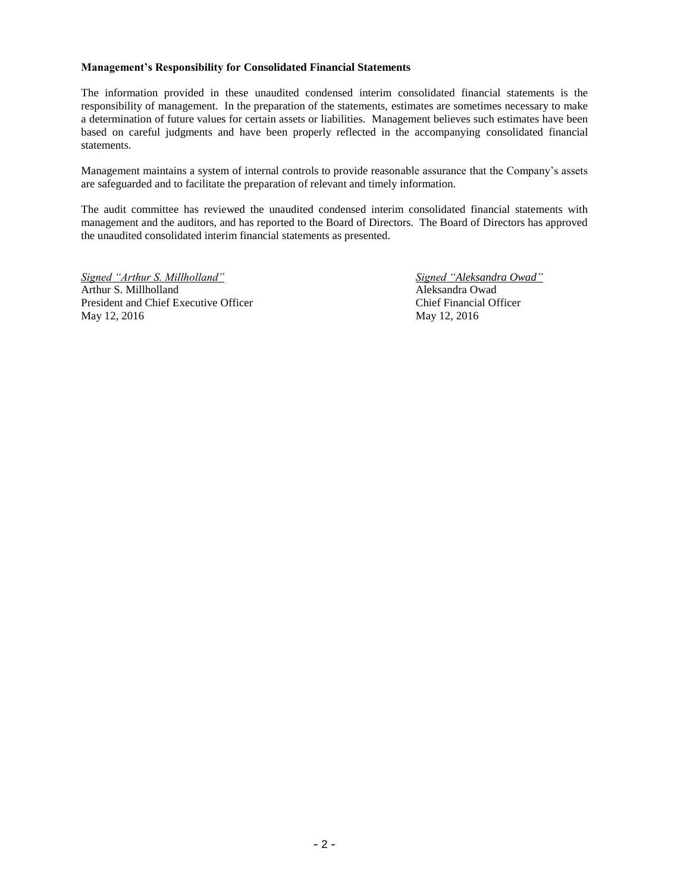**Management's Responsibility for Consolidated Financial Statements**

The information provided in these unaudited condensed interim consolidated financial statements is the responsibility of management. In the preparation of the statements, estimates are sometimes necessary to make a determination of future values for certain assets or liabilities. Management believes such estimates have been based on careful judgments and have been properly reflected in the accompanying consolidated financial statements.

Management maintains a system of internal controls to provide reasonable assurance that the Company's assets are safeguarded and to facilitate the preparation of relevant and timely information.

The audit committee has reviewed the unaudited condensed interim consolidated financial statements with management and the auditors, and has reported to the Board of Directors. The Board of Directors has approved the unaudited consolidated interim financial statements as presented.

*Signed "Arthur S. Millholland"*
Arthur S. Millholland
President and Chief Executive Officer
May 12, 2016

*Signed "Aleksandra Owad"*
Aleksandra Owad
Chief Financial Officer
May 12, 2016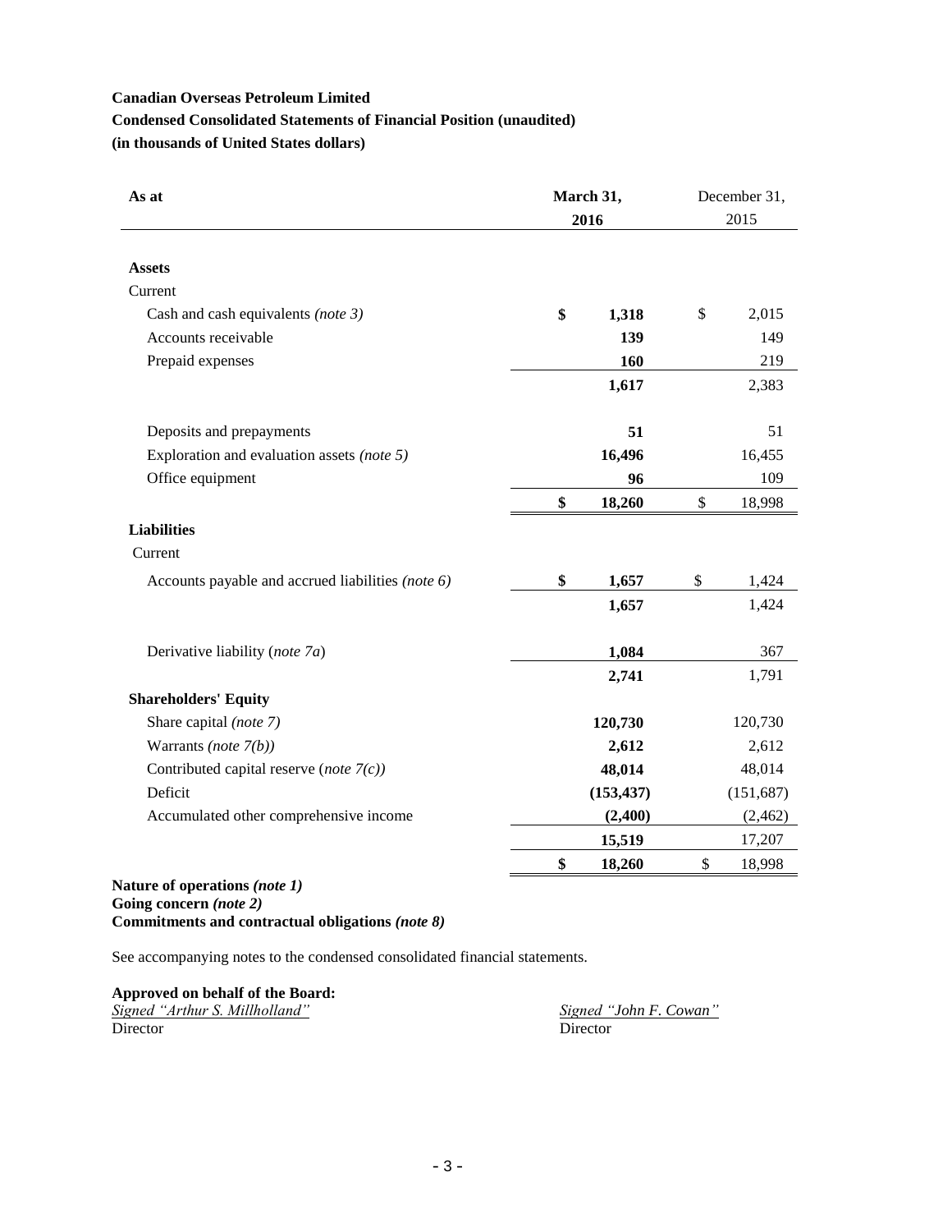**Canadian Overseas Petroleum Limited**

**Condensed Consolidated Statements of Financial Position (unaudited)**

**(in thousands of United States dollars)**

| As at | March 31, 2016 | December 31, 2015 |
|---|---|---|
| **Assets** | | |
| Current | | |
| Cash and cash equivalents *(note 3)* | **$ 1,318** | $ 2,015 |
| Accounts receivable | **139** | 149 |
| Prepaid expenses | **160** | 219 |
| | **1,617** | 2,383 |
| Deposits and prepayments | **51** | 51 |
| Exploration and evaluation assets *(note 5)* | **16,496** | 16,455 |
| Office equipment | **96** | 109 |
| | **$ 18,260** | $ 18,998 |
| **Liabilities** | | |
| Current | | |
| Accounts payable and accrued liabilities *(note 6)* | **$ 1,657** | $ 1,424 |
| | **1,657** | 1,424 |
| Derivative liability (*note 7a*) | **1,084** | 367 |
| | **2,741** | 1,791 |
| **Shareholders' Equity** | | |
| Share capital *(note 7)* | **120,730** | 120,730 |
| Warrants *(note 7(b))* | **2,612** | 2,612 |
| Contributed capital reserve (*note 7(c)*) | **48,014** | 48,014 |
| Deficit | **(153,437)** | (151,687) |
| Accumulated other comprehensive income | **(2,400)** | (2,462) |
| | **15,519** | 17,207 |
| | **$ 18,260** | $ 18,998 |

**Nature of operations *(note 1)***
**Going concern *(note 2)***
**Commitments and contractual obligations *(note 8)***

See accompanying notes to the condensed consolidated financial statements.

**Approved on behalf of the Board:**

*Signed "Arthur S. Millholland"*
Director

*Signed "John F. Cowan"*
Director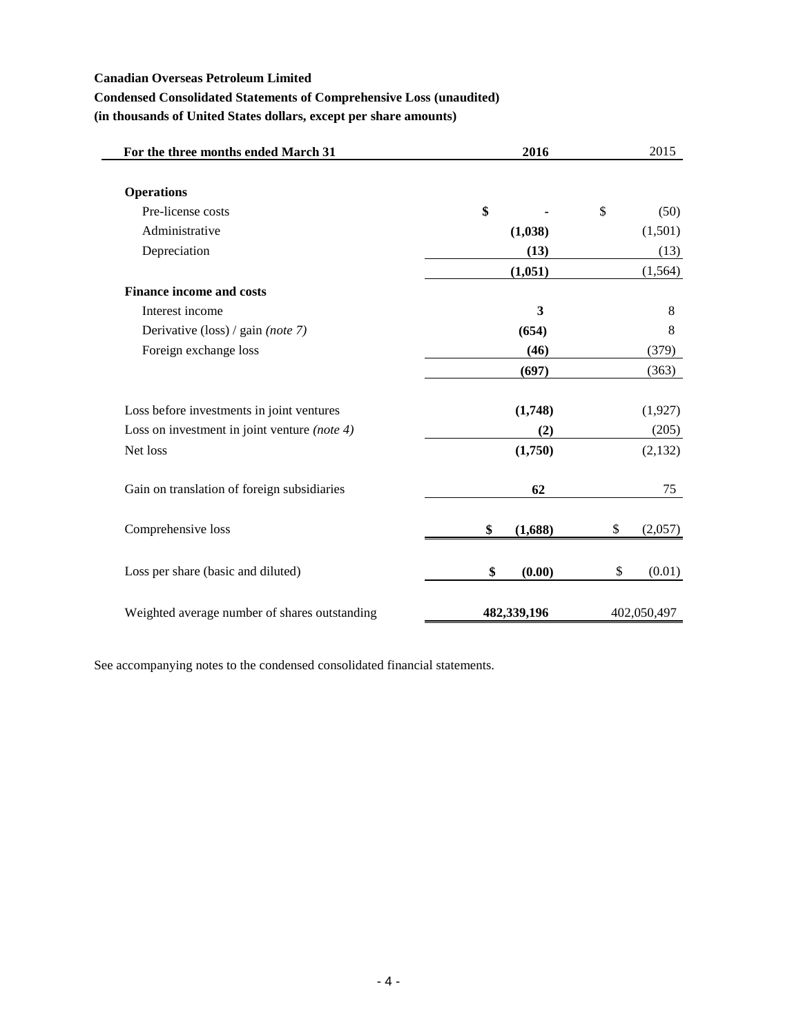**Canadian Overseas Petroleum Limited**

**Condensed Consolidated Statements of Comprehensive Loss (unaudited)**

**(in thousands of United States dollars, except per share amounts)**

| For the three months ended March 31 | 2016 | 2015 |
|---|---|---|
| **Operations** | | |
| Pre-license costs | $ - | $ (50) |
| Administrative | (1,038) | (1,501) |
| Depreciation | (13) | (13) |
| | (1,051) | (1,564) |
| **Finance income and costs** | | |
| Interest income | 3 | 8 |
| Derivative (loss) / gain *(note 7)* | (654) | 8 |
| Foreign exchange loss | (46) | (379) |
| | (697) | (363) |
| Loss before investments in joint ventures | (1,748) | (1,927) |
| Loss on investment in joint venture *(note 4)* | (2) | (205) |
| Net loss | (1,750) | (2,132) |
| Gain on translation of foreign subsidiaries | 62 | 75 |
| Comprehensive loss | $ (1,688) | $ (2,057) |
| Loss per share (basic and diluted) | $ (0.00) | $ (0.01) |
| Weighted average number of shares outstanding | 482,339,196 | 402,050,497 |

See accompanying notes to the condensed consolidated financial statements.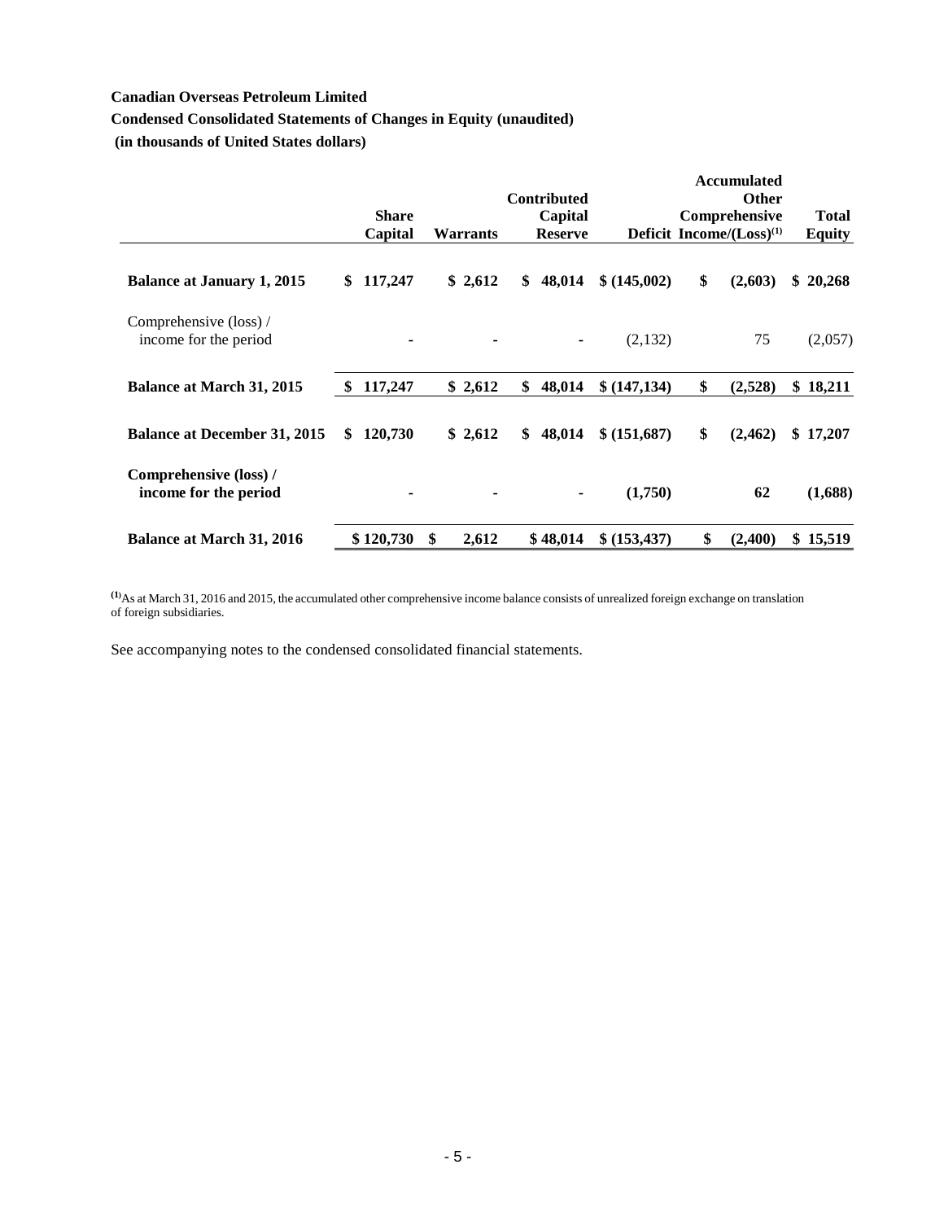**Canadian Overseas Petroleum Limited**

**Condensed Consolidated Statements of Changes in Equity (unaudited)**

**(in thousands of United States dollars)**

| | Share Capital | Warrants | Contributed Capital Reserve | Deficit | Accumulated Other Comprehensive Income/(Loss)[(1)] | Total Equity |
|---|---|---|---|---|---|---|
| **Balance at January 1, 2015** | **$ 117,247** | **$ 2,612** | **$ 48,014** | **$ (145,002)** | **$ (2,603)** | **$ 20,268** |
| Comprehensive (loss) / income for the period | - | - | - | (2,132) | 75 | (2,057) |
| **Balance at March 31, 2015** | **$ 117,247** | **$ 2,612** | **$ 48,014** | **$ (147,134)** | **$ (2,528)** | **$ 18,211** |
| **Balance at December 31, 2015** | **$ 120,730** | **$ 2,612** | **$ 48,014** | **$ (151,687)** | **$ (2,462)** | **$ 17,207** |
| **Comprehensive (loss) / income for the period** | **-** | **-** | **-** | **(1,750)** | **62** | **(1,688)** |
| **Balance at March 31, 2016** | **$ 120,730** | **$ 2,612** | **$ 48,014** | **$ (153,437)** | **$ (2,400)** | **$ 15,519** |

[(1)] As at March 31, 2016 and 2015, the accumulated other comprehensive income balance consists of unrealized foreign exchange on translation of foreign subsidiaries.

See accompanying notes to the condensed consolidated financial statements.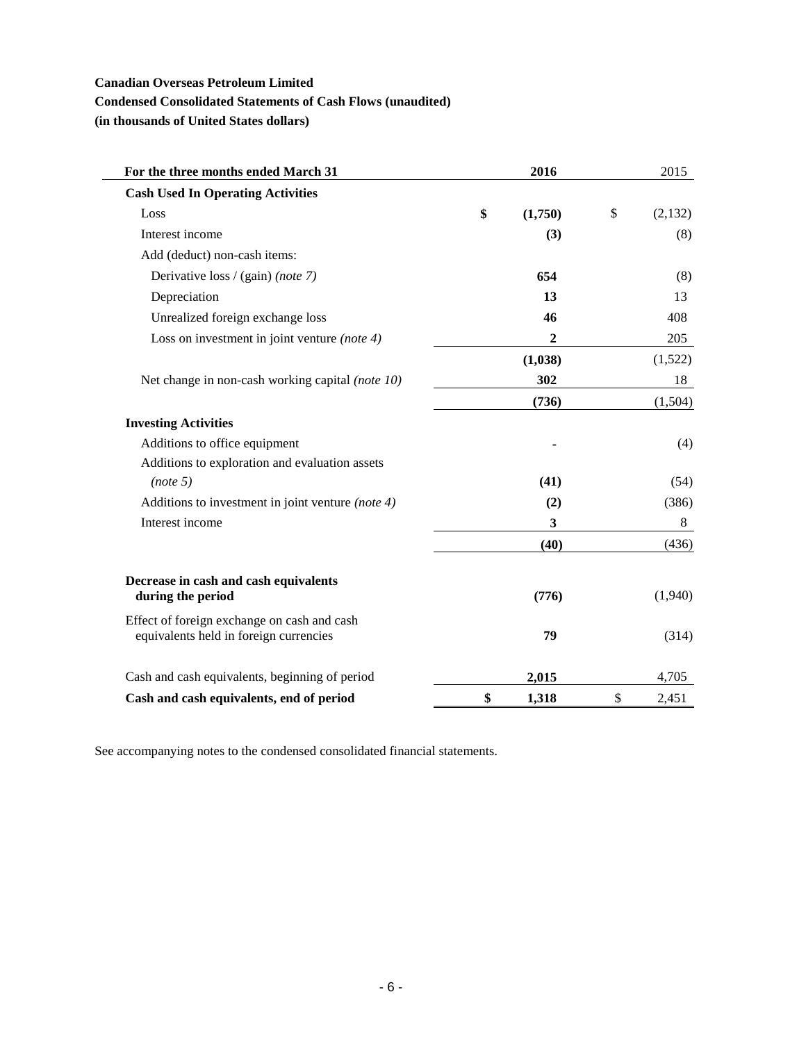**Canadian Overseas Petroleum Limited**

**Condensed Consolidated Statements of Cash Flows (unaudited)**

**(in thousands of United States dollars)**

| For the three months ended March 31 | 2016 | 2015 |
|---|---|---|
| **Cash Used In Operating Activities** | | |
| Loss | **$ (1,750)** | $ (2,132) |
| Interest income | **(3)** | (8) |
| Add (deduct) non-cash items: | | |
| Derivative loss / (gain) *(note 7)* | **654** | (8) |
| Depreciation | **13** | 13 |
| Unrealized foreign exchange loss | **46** | 408 |
| Loss on investment in joint venture *(note 4)* | **2** | 205 |
| | **(1,038)** | (1,522) |
| Net change in non-cash working capital *(note 10)* | **302** | 18 |
| | **(736)** | (1,504) |
| **Investing Activities** | | |
| Additions to office equipment | **-** | (4) |
| Additions to exploration and evaluation assets *(note 5)* | **(41)** | (54) |
| Additions to investment in joint venture *(note 4)* | **(2)** | (386) |
| Interest income | **3** | 8 |
| | **(40)** | (436) |
| **Decrease in cash and cash equivalents during the period** | **(776)** | (1,940) |
| Effect of foreign exchange on cash and cash equivalents held in foreign currencies | **79** | (314) |
| Cash and cash equivalents, beginning of period | **2,015** | 4,705 |
| **Cash and cash equivalents, end of period** | **$ 1,318** | $ 2,451 |

See accompanying notes to the condensed consolidated financial statements.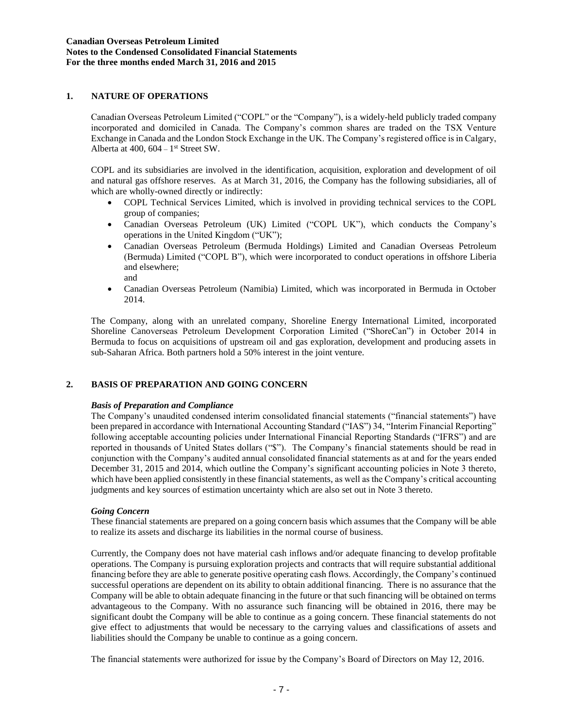## 1. NATURE OF OPERATIONS

Canadian Overseas Petroleum Limited ("COPL" or the "Company"), is a widely-held publicly traded company incorporated and domiciled in Canada. The Company's common shares are traded on the TSX Venture Exchange in Canada and the London Stock Exchange in the UK. The Company's registered office is in Calgary, Alberta at 400, 604 – 1st Street SW.

COPL and its subsidiaries are involved in the identification, acquisition, exploration and development of oil and natural gas offshore reserves. As at March 31, 2016, the Company has the following subsidiaries, all of which are wholly-owned directly or indirectly:

- COPL Technical Services Limited, which is involved in providing technical services to the COPL group of companies;
- Canadian Overseas Petroleum (UK) Limited ("COPL UK"), which conducts the Company's operations in the United Kingdom ("UK");
- Canadian Overseas Petroleum (Bermuda Holdings) Limited and Canadian Overseas Petroleum (Bermuda) Limited ("COPL B"), which were incorporated to conduct operations in offshore Liberia and elsewhere;
  and
- Canadian Overseas Petroleum (Namibia) Limited, which was incorporated in Bermuda in October 2014.

The Company, along with an unrelated company, Shoreline Energy International Limited, incorporated Shoreline Canoverseas Petroleum Development Corporation Limited ("ShoreCan") in October 2014 in Bermuda to focus on acquisitions of upstream oil and gas exploration, development and producing assets in sub-Saharan Africa. Both partners hold a 50% interest in the joint venture.

## 2. BASIS OF PREPARATION AND GOING CONCERN

***Basis of Preparation and Compliance***

The Company's unaudited condensed interim consolidated financial statements ("financial statements") have been prepared in accordance with International Accounting Standard ("IAS") 34, "Interim Financial Reporting" following acceptable accounting policies under International Financial Reporting Standards ("IFRS") and are reported in thousands of United States dollars ("$"). The Company's financial statements should be read in conjunction with the Company's audited annual consolidated financial statements as at and for the years ended December 31, 2015 and 2014, which outline the Company's significant accounting policies in Note 3 thereto, which have been applied consistently in these financial statements, as well as the Company's critical accounting judgments and key sources of estimation uncertainty which are also set out in Note 3 thereto.

***Going Concern***

These financial statements are prepared on a going concern basis which assumes that the Company will be able to realize its assets and discharge its liabilities in the normal course of business.

Currently, the Company does not have material cash inflows and/or adequate financing to develop profitable operations. The Company is pursuing exploration projects and contracts that will require substantial additional financing before they are able to generate positive operating cash flows. Accordingly, the Company's continued successful operations are dependent on its ability to obtain additional financing. There is no assurance that the Company will be able to obtain adequate financing in the future or that such financing will be obtained on terms advantageous to the Company. With no assurance such financing will be obtained in 2016, there may be significant doubt the Company will be able to continue as a going concern. These financial statements do not give effect to adjustments that would be necessary to the carrying values and classifications of assets and liabilities should the Company be unable to continue as a going concern.

The financial statements were authorized for issue by the Company's Board of Directors on May 12, 2016.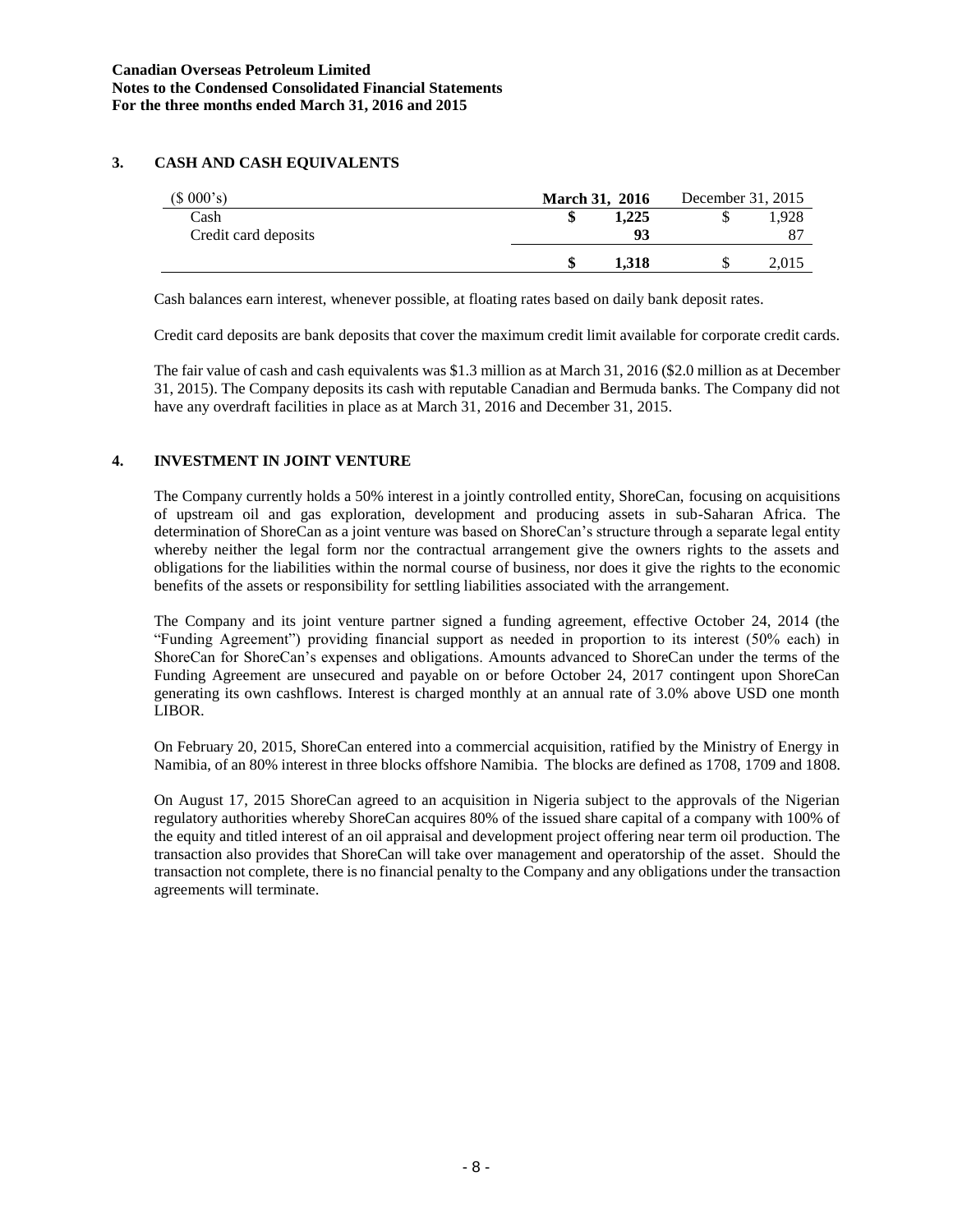## 3. CASH AND CASH EQUIVALENTS

| ($ 000's) | March 31, 2016 | December 31, 2015 |
|---|---|---|
| Cash | **$ 1,225** | $ 1,928 |
| Credit card deposits | **93** | 87 |
| | **$ 1,318** | $ 2,015 |

Cash balances earn interest, whenever possible, at floating rates based on daily bank deposit rates.

Credit card deposits are bank deposits that cover the maximum credit limit available for corporate credit cards.

The fair value of cash and cash equivalents was $1.3 million as at March 31, 2016 ($2.0 million as at December 31, 2015). The Company deposits its cash with reputable Canadian and Bermuda banks. The Company did not have any overdraft facilities in place as at March 31, 2016 and December 31, 2015.

## 4. INVESTMENT IN JOINT VENTURE

The Company currently holds a 50% interest in a jointly controlled entity, ShoreCan, focusing on acquisitions of upstream oil and gas exploration, development and producing assets in sub-Saharan Africa. The determination of ShoreCan as a joint venture was based on ShoreCan's structure through a separate legal entity whereby neither the legal form nor the contractual arrangement give the owners rights to the assets and obligations for the liabilities within the normal course of business, nor does it give the rights to the economic benefits of the assets or responsibility for settling liabilities associated with the arrangement.

The Company and its joint venture partner signed a funding agreement, effective October 24, 2014 (the "Funding Agreement") providing financial support as needed in proportion to its interest (50% each) in ShoreCan for ShoreCan's expenses and obligations. Amounts advanced to ShoreCan under the terms of the Funding Agreement are unsecured and payable on or before October 24, 2017 contingent upon ShoreCan generating its own cashflows. Interest is charged monthly at an annual rate of 3.0% above USD one month LIBOR.

On February 20, 2015, ShoreCan entered into a commercial acquisition, ratified by the Ministry of Energy in Namibia, of an 80% interest in three blocks offshore Namibia. The blocks are defined as 1708, 1709 and 1808.

On August 17, 2015 ShoreCan agreed to an acquisition in Nigeria subject to the approvals of the Nigerian regulatory authorities whereby ShoreCan acquires 80% of the issued share capital of a company with 100% of the equity and titled interest of an oil appraisal and development project offering near term oil production. The transaction also provides that ShoreCan will take over management and operatorship of the asset. Should the transaction not complete, there is no financial penalty to the Company and any obligations under the transaction agreements will terminate.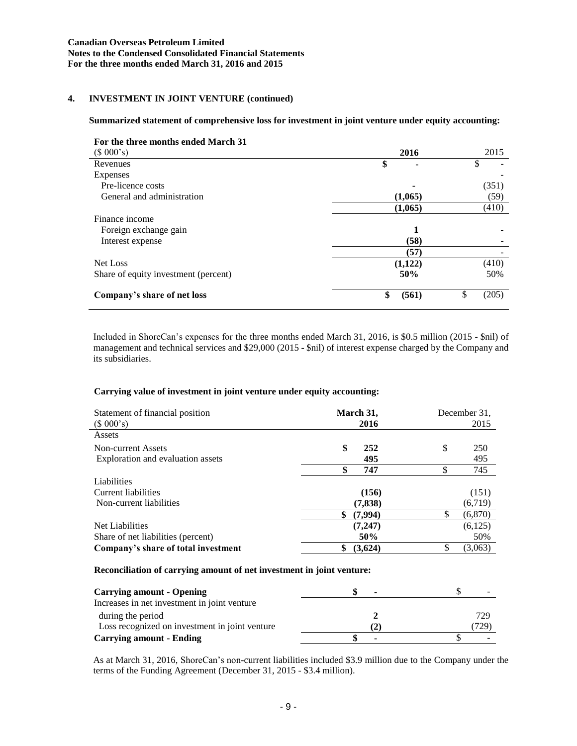## 4. INVESTMENT IN JOINT VENTURE (continued)

**Summarized statement of comprehensive loss for investment in joint venture under equity accounting:**

| For the three months ended March 31 ($ 000's) | 2016 | 2015 |
|---|---|---|
| Revenues | $ - | $ - |
| Expenses | | - |
| Pre-licence costs | - | (351) |
| General and administration | (1,065) | (59) |
| | (1,065) | (410) |
| Finance income | | |
| Foreign exchange gain | 1 | - |
| Interest expense | (58) | - |
| | (57) | - |
| Net Loss | (1,122) | (410) |
| Share of equity investment (percent) | 50% | 50% |
| **Company's share of net loss** | $ (561) | $ (205) |

Included in ShoreCan's expenses for the three months ended March 31, 2016, is $0.5 million (2015 - $nil) of management and technical services and $29,000 (2015 - $nil) of interest expense charged by the Company and its subsidiaries.

**Carrying value of investment in joint venture under equity accounting:**

| Statement of financial position ($ 000's) | March 31, 2016 | December 31, 2015 |
|---|---|---|
| Assets | | |
| Non-current Assets | $ 252 | $ 250 |
| Exploration and evaluation assets | 495 | 495 |
| | $ 747 | $ 745 |
| Liabilities | | |
| Current liabilities | (156) | (151) |
| Non-current liabilities | (7,838) | (6,719) |
| | $ (7,994) | $ (6,870) |
| Net Liabilities | (7,247) | (6,125) |
| Share of net liabilities (percent) | 50% | 50% |
| **Company's share of total investment** | $ (3,624) | $ (3,063) |

**Reconciliation of carrying amount of net investment in joint venture:**

| | | |
|---|---|---|
| **Carrying amount - Opening** | $ - | $ - |
| Increases in net investment in joint venture during the period | 2 | 729 |
| Loss recognized on investment in joint venture | (2) | (729) |
| **Carrying amount - Ending** | $ - | $ - |

As at March 31, 2016, ShoreCan's non-current liabilities included $3.9 million due to the Company under the terms of the Funding Agreement (December 31, 2015 - $3.4 million).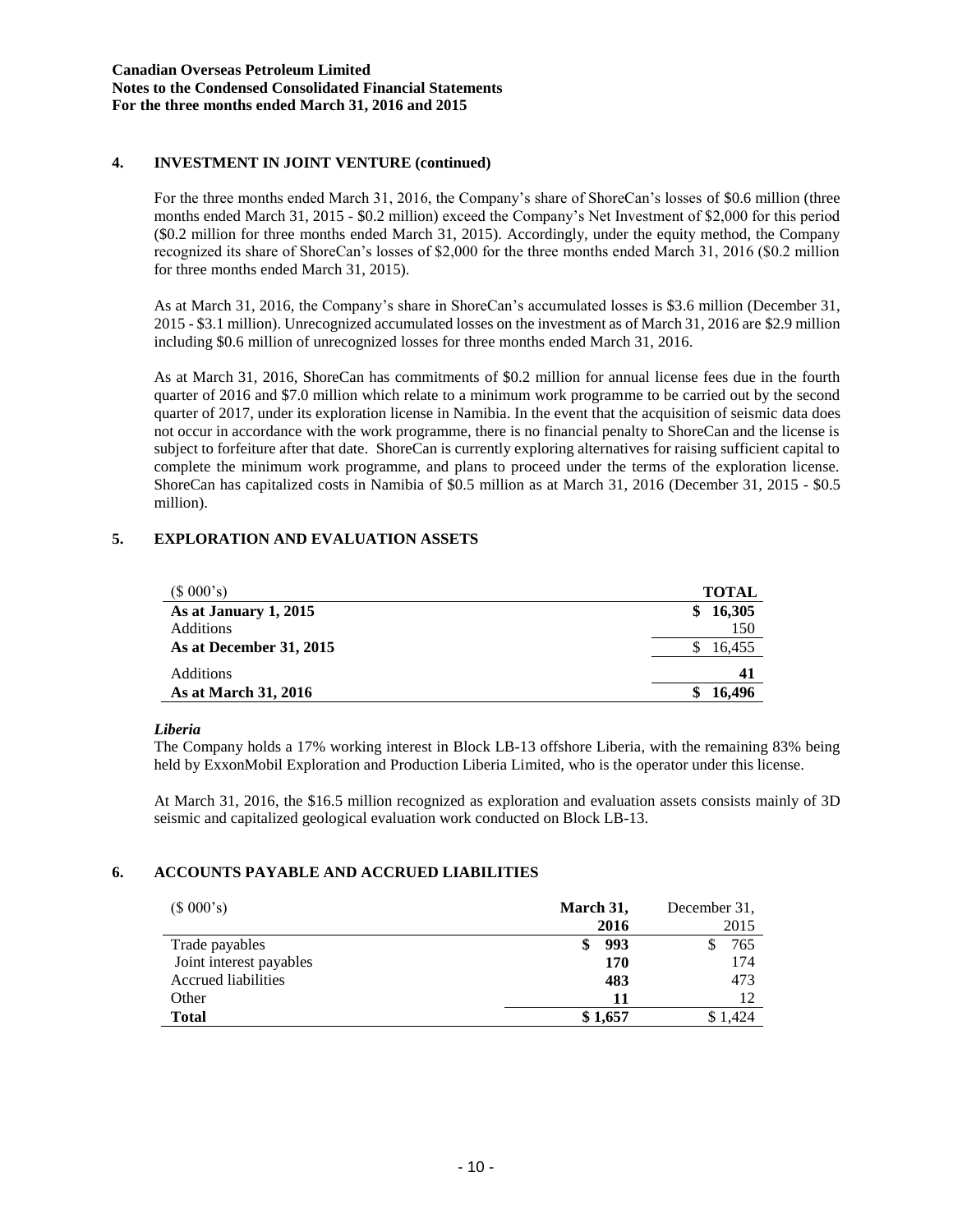## 4. INVESTMENT IN JOINT VENTURE (continued)

For the three months ended March 31, 2016, the Company's share of ShoreCan's losses of $0.6 million (three months ended March 31, 2015 - $0.2 million) exceed the Company's Net Investment of $2,000 for this period ($0.2 million for three months ended March 31, 2015). Accordingly, under the equity method, the Company recognized its share of ShoreCan's losses of $2,000 for the three months ended March 31, 2016 ($0.2 million for three months ended March 31, 2015).

As at March 31, 2016, the Company's share in ShoreCan's accumulated losses is $3.6 million (December 31, 2015 - $3.1 million). Unrecognized accumulated losses on the investment as of March 31, 2016 are $2.9 million including $0.6 million of unrecognized losses for three months ended March 31, 2016.

As at March 31, 2016, ShoreCan has commitments of $0.2 million for annual license fees due in the fourth quarter of 2016 and $7.0 million which relate to a minimum work programme to be carried out by the second quarter of 2017, under its exploration license in Namibia. In the event that the acquisition of seismic data does not occur in accordance with the work programme, there is no financial penalty to ShoreCan and the license is subject to forfeiture after that date. ShoreCan is currently exploring alternatives for raising sufficient capital to complete the minimum work programme, and plans to proceed under the terms of the exploration license. ShoreCan has capitalized costs in Namibia of $0.5 million as at March 31, 2016 (December 31, 2015 - $0.5 million).

## 5. EXPLORATION AND EVALUATION ASSETS

| ($ 000's) | **TOTAL** |
|---|---|
| **As at January 1, 2015** | **$ 16,305** |
| Additions | 150 |
| **As at December 31, 2015** | $ 16,455 |
| Additions | **41** |
| **As at March 31, 2016** | **$ 16,496** |

***Liberia***

The Company holds a 17% working interest in Block LB-13 offshore Liberia, with the remaining 83% being held by ExxonMobil Exploration and Production Liberia Limited, who is the operator under this license.

At March 31, 2016, the $16.5 million recognized as exploration and evaluation assets consists mainly of 3D seismic and capitalized geological evaluation work conducted on Block LB-13.

## 6. ACCOUNTS PAYABLE AND ACCRUED LIABILITIES

| ($ 000's) | **March 31, 2016** | December 31, 2015 |
|---|---|---|
| Trade payables | **$ 993** | $ 765 |
| Joint interest payables | **170** | 174 |
| Accrued liabilities | **483** | 473 |
| Other | **11** | 12 |
| **Total** | **$ 1,657** | $ 1,424 |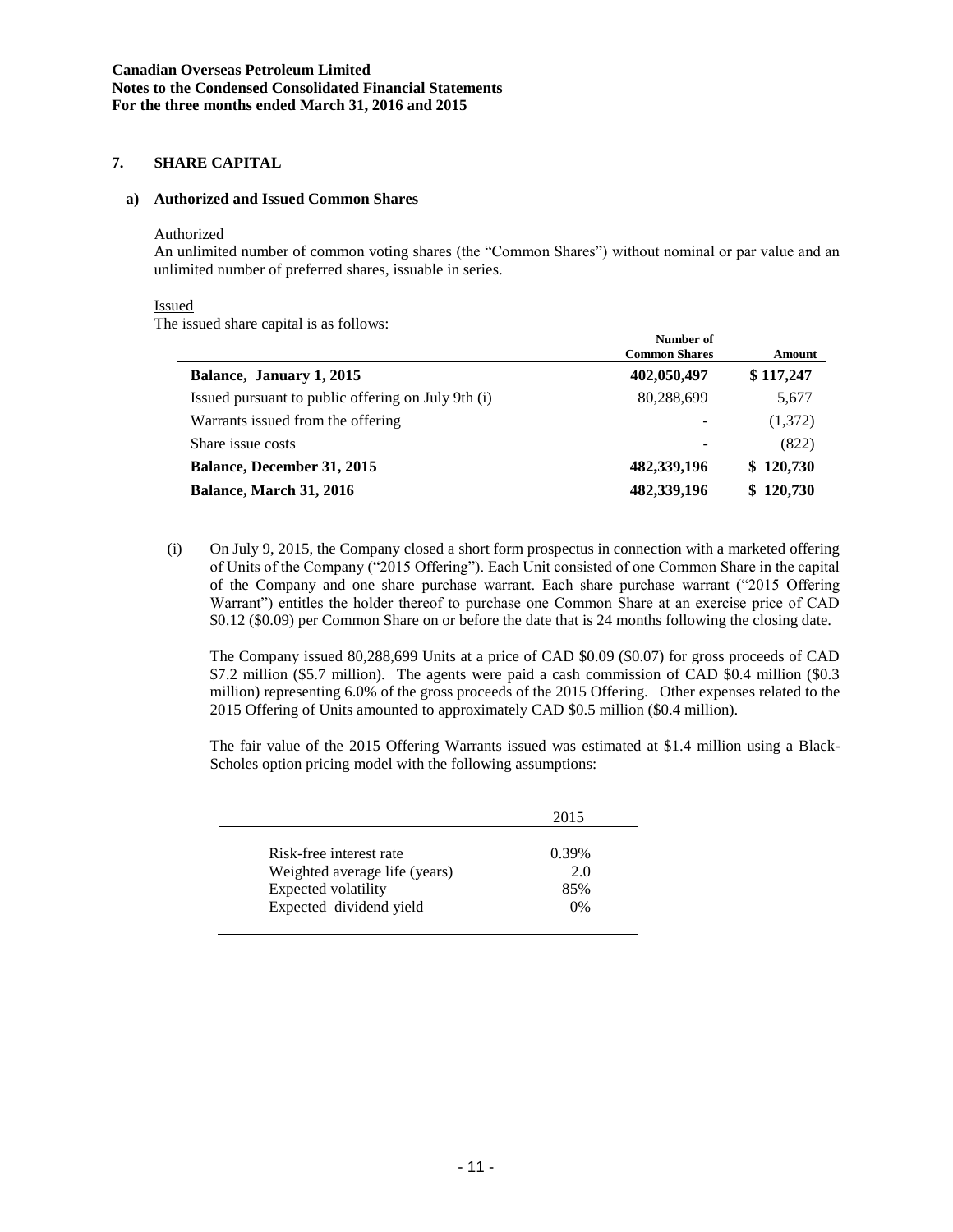**Canadian Overseas Petroleum Limited**
**Notes to the Condensed Consolidated Financial Statements**
**For the three months ended March 31, 2016 and 2015**

## 7. SHARE CAPITAL

### a) Authorized and Issued Common Shares

Authorized

An unlimited number of common voting shares (the "Common Shares") without nominal or par value and an unlimited number of preferred shares, issuable in series.

Issued

The issued share capital is as follows:

| | Number of Common Shares | Amount |
|---|---|---|
| **Balance, January 1, 2015** | **402,050,497** | **$ 117,247** |
| Issued pursuant to public offering on July 9th (i) | 80,288,699 | 5,677 |
| Warrants issued from the offering | - | (1,372) |
| Share issue costs | - | (822) |
| **Balance, December 31, 2015** | **482,339,196** | **$ 120,730** |
| **Balance, March 31, 2016** | **482,339,196** | **$ 120,730** |

(i) On July 9, 2015, the Company closed a short form prospectus in connection with a marketed offering of Units of the Company ("2015 Offering"). Each Unit consisted of one Common Share in the capital of the Company and one share purchase warrant. Each share purchase warrant ("2015 Offering Warrant") entitles the holder thereof to purchase one Common Share at an exercise price of CAD $0.12 ($0.09) per Common Share on or before the date that is 24 months following the closing date.

The Company issued 80,288,699 Units at a price of CAD $0.09 ($0.07) for gross proceeds of CAD $7.2 million ($5.7 million). The agents were paid a cash commission of CAD $0.4 million ($0.3 million) representing 6.0% of the gross proceeds of the 2015 Offering. Other expenses related to the 2015 Offering of Units amounted to approximately CAD $0.5 million ($0.4 million).

The fair value of the 2015 Offering Warrants issued was estimated at $1.4 million using a Black-Scholes option pricing model with the following assumptions:

| | 2015 |
|---|---|
| Risk-free interest rate | 0.39% |
| Weighted average life (years) | 2.0 |
| Expected volatility | 85% |
| Expected dividend yield | 0% |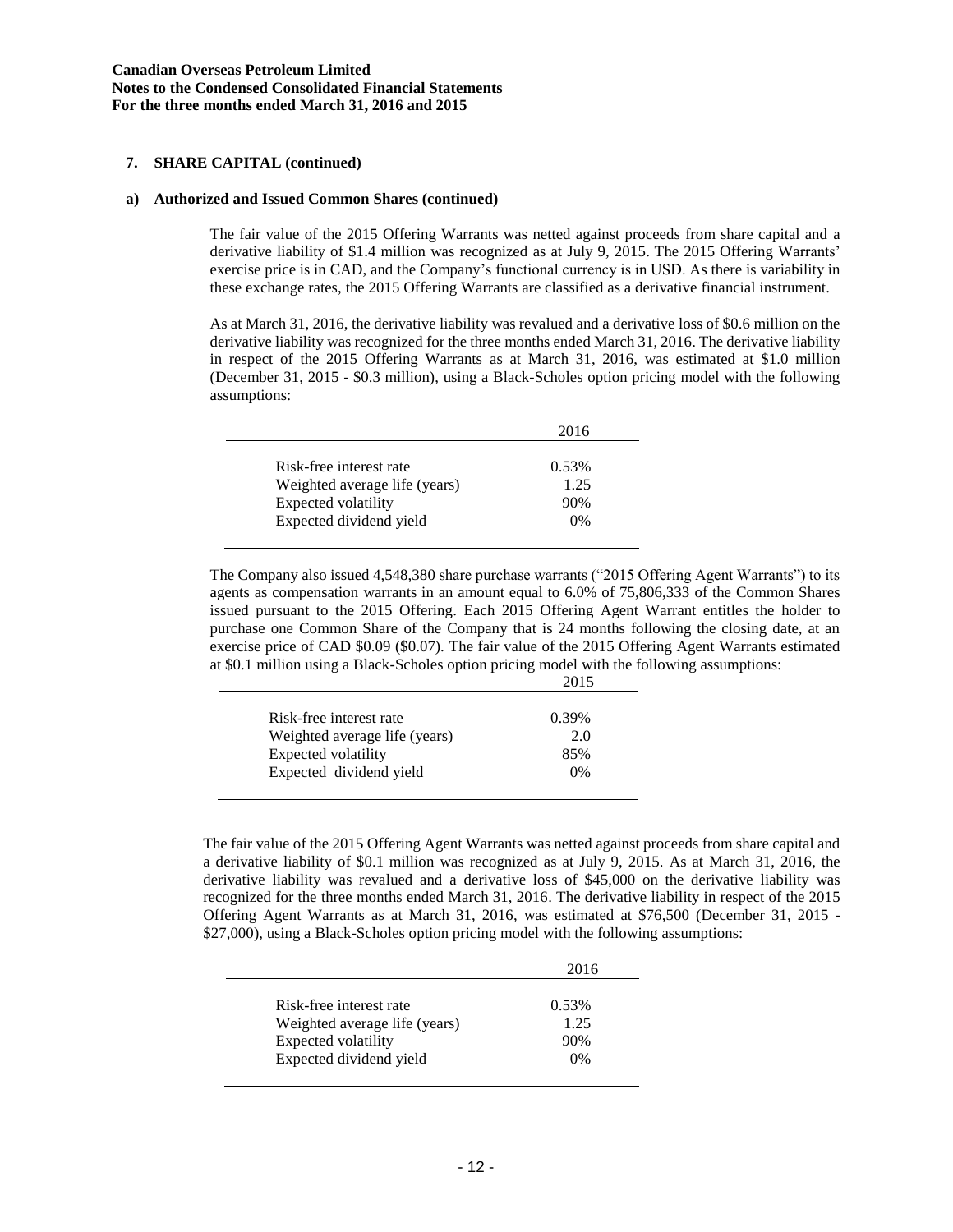### 7. SHARE CAPITAL (continued)

#### a) Authorized and Issued Common Shares (continued)

The fair value of the 2015 Offering Warrants was netted against proceeds from share capital and a derivative liability of $1.4 million was recognized as at July 9, 2015. The 2015 Offering Warrants' exercise price is in CAD, and the Company's functional currency is in USD. As there is variability in these exchange rates, the 2015 Offering Warrants are classified as a derivative financial instrument.

As at March 31, 2016, the derivative liability was revalued and a derivative loss of $0.6 million on the derivative liability was recognized for the three months ended March 31, 2016. The derivative liability in respect of the 2015 Offering Warrants as at March 31, 2016, was estimated at $1.0 million (December 31, 2015 - $0.3 million), using a Black-Scholes option pricing model with the following assumptions:

| | 2016 |
|---|---|
| Risk-free interest rate | 0.53% |
| Weighted average life (years) | 1.25 |
| Expected volatility | 90% |
| Expected dividend yield | 0% |

The Company also issued 4,548,380 share purchase warrants ("2015 Offering Agent Warrants") to its agents as compensation warrants in an amount equal to 6.0% of 75,806,333 of the Common Shares issued pursuant to the 2015 Offering. Each 2015 Offering Agent Warrant entitles the holder to purchase one Common Share of the Company that is 24 months following the closing date, at an exercise price of CAD $0.09 ($0.07). The fair value of the 2015 Offering Warrants estimated at $0.1 million using a Black-Scholes option pricing model with the following assumptions:

| | 2015 |
|---|---|
| Risk-free interest rate | 0.39% |
| Weighted average life (years) | 2.0 |
| Expected volatility | 85% |
| Expected dividend yield | 0% |

The fair value of the 2015 Offering Agent Warrants was netted against proceeds from share capital and a derivative liability of $0.1 million was recognized as at July 9, 2015. As at March 31, 2016, the derivative liability was revalued and a derivative loss of $45,000 on the derivative liability was recognized for the three months ended March 31, 2016. The derivative liability in respect of the 2015 Offering Agent Warrants as at March 31, 2016, was estimated at $76,500 (December 31, 2015 - $27,000), using a Black-Scholes option pricing model with the following assumptions:

| | 2016 |
|---|---|
| Risk-free interest rate | 0.53% |
| Weighted average life (years) | 1.25 |
| Expected volatility | 90% |
| Expected dividend yield | 0% |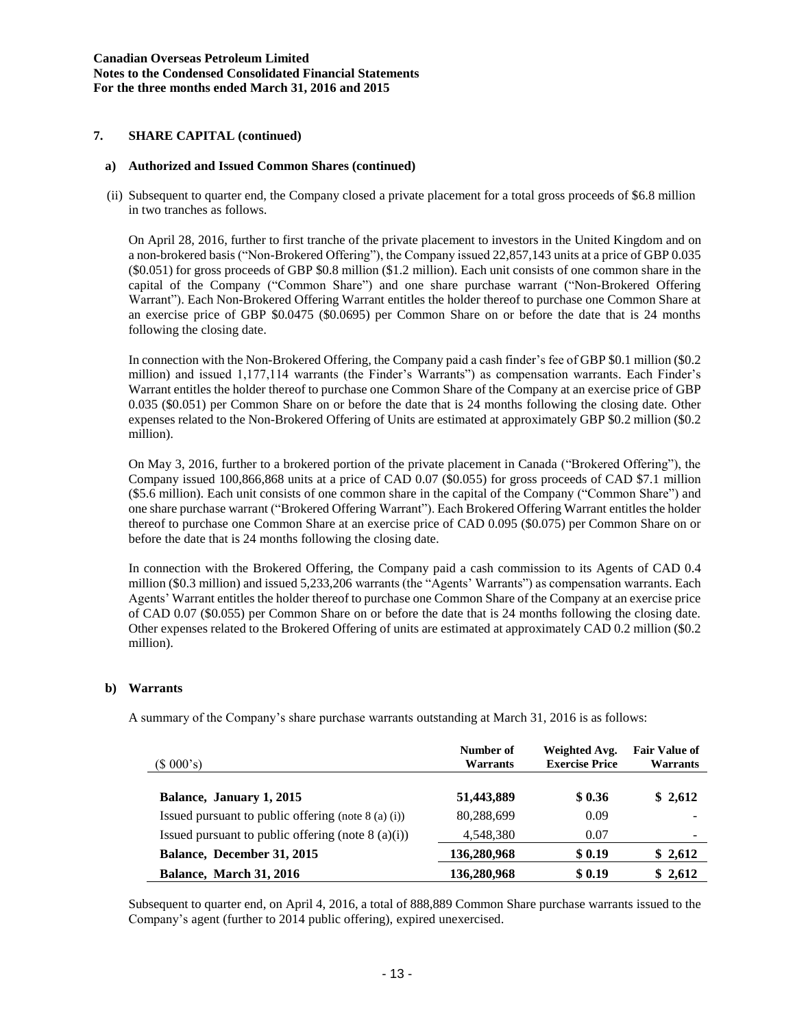## 7. SHARE CAPITAL (continued)

### a) Authorized and Issued Common Shares (continued)

(ii) Subsequent to quarter end, the Company closed a private placement for a total gross proceeds of $6.8 million in two tranches as follows.

On April 28, 2016, further to first tranche of the private placement to investors in the United Kingdom and on a non-brokered basis ("Non-Brokered Offering"), the Company issued 22,857,143 units at a price of GBP 0.035 ($0.051) for gross proceeds of GBP $0.8 million ($1.2 million). Each unit consists of one common share in the capital of the Company ("Common Share") and one share purchase warrant ("Non-Brokered Offering Warrant"). Each Non-Brokered Offering Warrant entitles the holder thereof to purchase one Common Share at an exercise price of GBP $0.0475 ($0.0695) per Common Share on or before the date that is 24 months following the closing date.

In connection with the Non-Brokered Offering, the Company paid a cash finder's fee of GBP $0.1 million ($0.2 million) and issued 1,177,114 warrants (the Finder's Warrants") as compensation warrants. Each Finder's Warrant entitles the holder thereof to purchase one Common Share of the Company at an exercise price of GBP 0.035 ($0.051) per Common Share on or before the date that is 24 months following the closing date. Other expenses related to the Non-Brokered Offering of Units are estimated at approximately GBP $0.2 million ($0.2 million).

On May 3, 2016, further to a brokered portion of the private placement in Canada ("Brokered Offering"), the Company issued 100,866,868 units at a price of CAD 0.07 ($0.055) for gross proceeds of CAD $7.1 million ($5.6 million). Each unit consists of one common share in the capital of the Company ("Common Share") and one share purchase warrant ("Brokered Offering Warrant"). Each Brokered Offering Warrant entitles the holder thereof to purchase one Common Share at an exercise price of CAD 0.095 ($0.075) per Common Share on or before the date that is 24 months following the closing date.

In connection with the Brokered Offering, the Company paid a cash commission to its Agents of CAD 0.4 million ($0.3 million) and issued 5,233,206 warrants (the "Agents' Warrants") as compensation warrants. Each Agents' Warrant entitles the holder thereof to purchase one Common Share of the Company at an exercise price of CAD 0.07 ($0.055) per Common Share on or before the date that is 24 months following the closing date. Other expenses related to the Brokered Offering of units are estimated at approximately CAD 0.2 million ($0.2 million).

### b) Warrants

A summary of the Company's share purchase warrants outstanding at March 31, 2016 is as follows:

| ($ 000's) | Number of Warrants | Weighted Avg. Exercise Price | Fair Value of Warrants |
|---|---|---|---|
| **Balance, January 1, 2015** | **51,443,889** | **$ 0.36** | **$ 2,612** |
| Issued pursuant to public offering (note 8 (a) (i)) | 80,288,699 | 0.09 | - |
| Issued pursuant to public offering (note 8 (a)(i)) | 4,548,380 | 0.07 | - |
| **Balance, December 31, 2015** | **136,280,968** | **$ 0.19** | **$ 2,612** |
| **Balance, March 31, 2016** | **136,280,968** | **$ 0.19** | **$ 2,612** |

Subsequent to quarter end, on April 4, 2016, a total of 888,889 Common Share purchase warrants issued to the Company's agent (further to 2014 public offering), expired unexercised.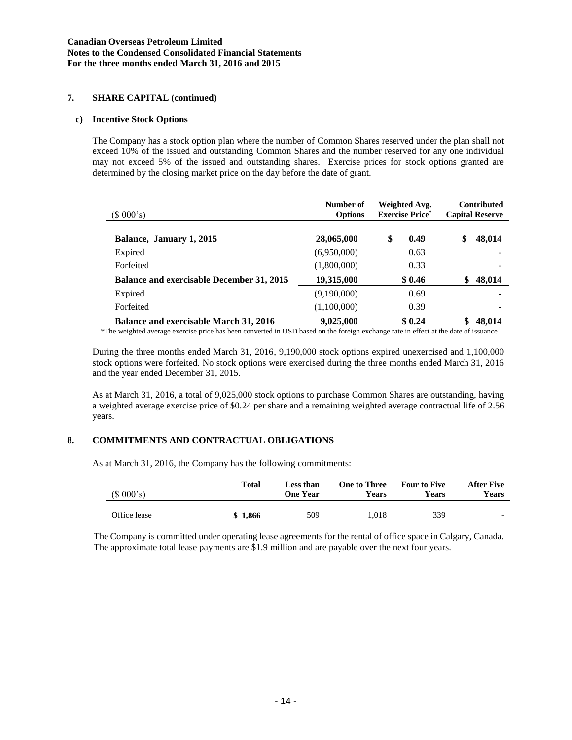**Canadian Overseas Petroleum Limited**
**Notes to the Condensed Consolidated Financial Statements**
**For the three months ended March 31, 2016 and 2015**

## 7. SHARE CAPITAL (continued)

### c) Incentive Stock Options

The Company has a stock option plan where the number of Common Shares reserved under the plan shall not exceed 10% of the issued and outstanding Common Shares and the number reserved for any one individual may not exceed 5% of the issued and outstanding shares. Exercise prices for stock options granted are determined by the closing market price on the day before the date of grant.

| ($ 000's) | Number of Options | Weighted Avg. Exercise Price* | Contributed Capital Reserve |
|---|---|---|---|
| **Balance, January 1, 2015** | **28,065,000** | **$ 0.49** | **$ 48,014** |
| Expired | (6,950,000) | 0.63 | - |
| Forfeited | (1,800,000) | 0.33 | - |
| **Balance and exercisable December 31, 2015** | **19,315,000** | **$ 0.46** | **$ 48,014** |
| Expired | (9,190,000) | 0.69 | - |
| Forfeited | (1,100,000) | 0.39 | - |
| **Balance and exercisable March 31, 2016** | **9,025,000** | **$ 0.24** | **$ 48,014** |

*The weighted average exercise price has been converted in USD based on the foreign exchange rate in effect at the date of issuance

During the three months ended March 31, 2016, 9,190,000 stock options expired unexercised and 1,100,000 stock options were forfeited. No stock options were exercised during the three months ended March 31, 2016 and the year ended December 31, 2015.

As at March 31, 2016, a total of 9,025,000 stock options to purchase Common Shares are outstanding, having a weighted average exercise price of $0.24 per share and a remaining weighted average contractual life of 2.56 years.

## 8. COMMITMENTS AND CONTRACTUAL OBLIGATIONS

As at March 31, 2016, the Company has the following commitments:

| ($ 000's) | Total | Less than One Year | One to Three Years | Four to Five Years | After Five Years |
|---|---|---|---|---|---|
| Office lease | **$ 1,866** | 509 | 1,018 | 339 | - |

The Company is committed under operating lease agreements for the rental of office space in Calgary, Canada. The approximate total lease payments are $1.9 million and are payable over the next four years.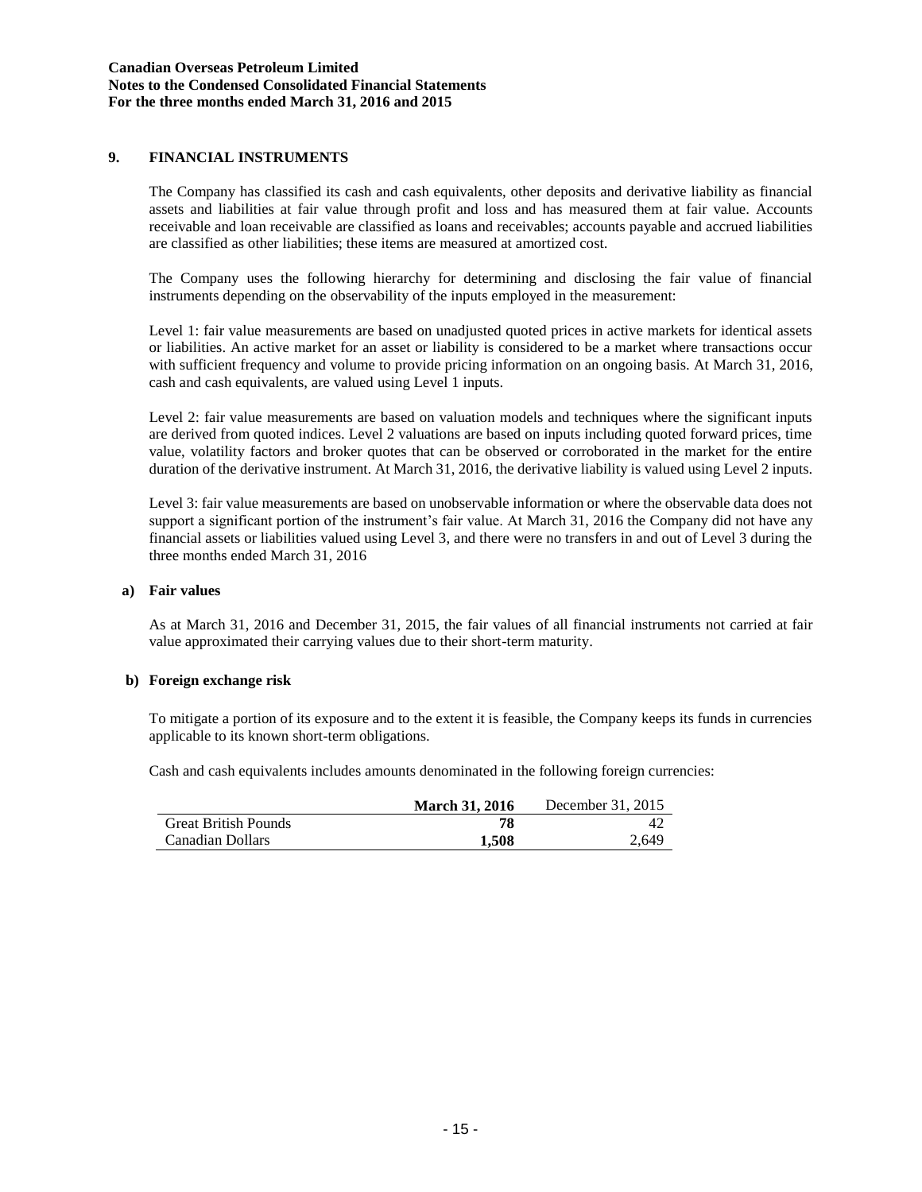## 9. FINANCIAL INSTRUMENTS

The Company has classified its cash and cash equivalents, other deposits and derivative liability as financial assets and liabilities at fair value through profit and loss and has measured them at fair value. Accounts receivable and loan receivable are classified as loans and receivables; accounts payable and accrued liabilities are classified as other liabilities; these items are measured at amortized cost.

The Company uses the following hierarchy for determining and disclosing the fair value of financial instruments depending on the observability of the inputs employed in the measurement:

Level 1: fair value measurements are based on unadjusted quoted prices in active markets for identical assets or liabilities. An active market for an asset or liability is considered to be a market where transactions occur with sufficient frequency and volume to provide pricing information on an ongoing basis. At March 31, 2016, cash and cash equivalents, are valued using Level 1 inputs.

Level 2: fair value measurements are based on valuation models and techniques where the significant inputs are derived from quoted indices. Level 2 valuations are based on inputs including quoted forward prices, time value, volatility factors and broker quotes that can be observed or corroborated in the market for the entire duration of the derivative instrument. At March 31, 2016, the derivative liability is valued using Level 2 inputs.

Level 3: fair value measurements are based on unobservable information or where the observable data does not support a significant portion of the instrument's fair value. At March 31, 2016 the Company did not have any financial assets or liabilities valued using Level 3, and there were no transfers in and out of Level 3 during the three months ended March 31, 2016

### a) Fair values

As at March 31, 2016 and December 31, 2015, the fair values of all financial instruments not carried at fair value approximated their carrying values due to their short-term maturity.

### b) Foreign exchange risk

To mitigate a portion of its exposure and to the extent it is feasible, the Company keeps its funds in currencies applicable to its known short-term obligations.

Cash and cash equivalents includes amounts denominated in the following foreign currencies:

| | **March 31, 2016** | December 31, 2015 |
|---|---|---|
| Great British Pounds | **78** | 42 |
| Canadian Dollars | **1,508** | 2,649 |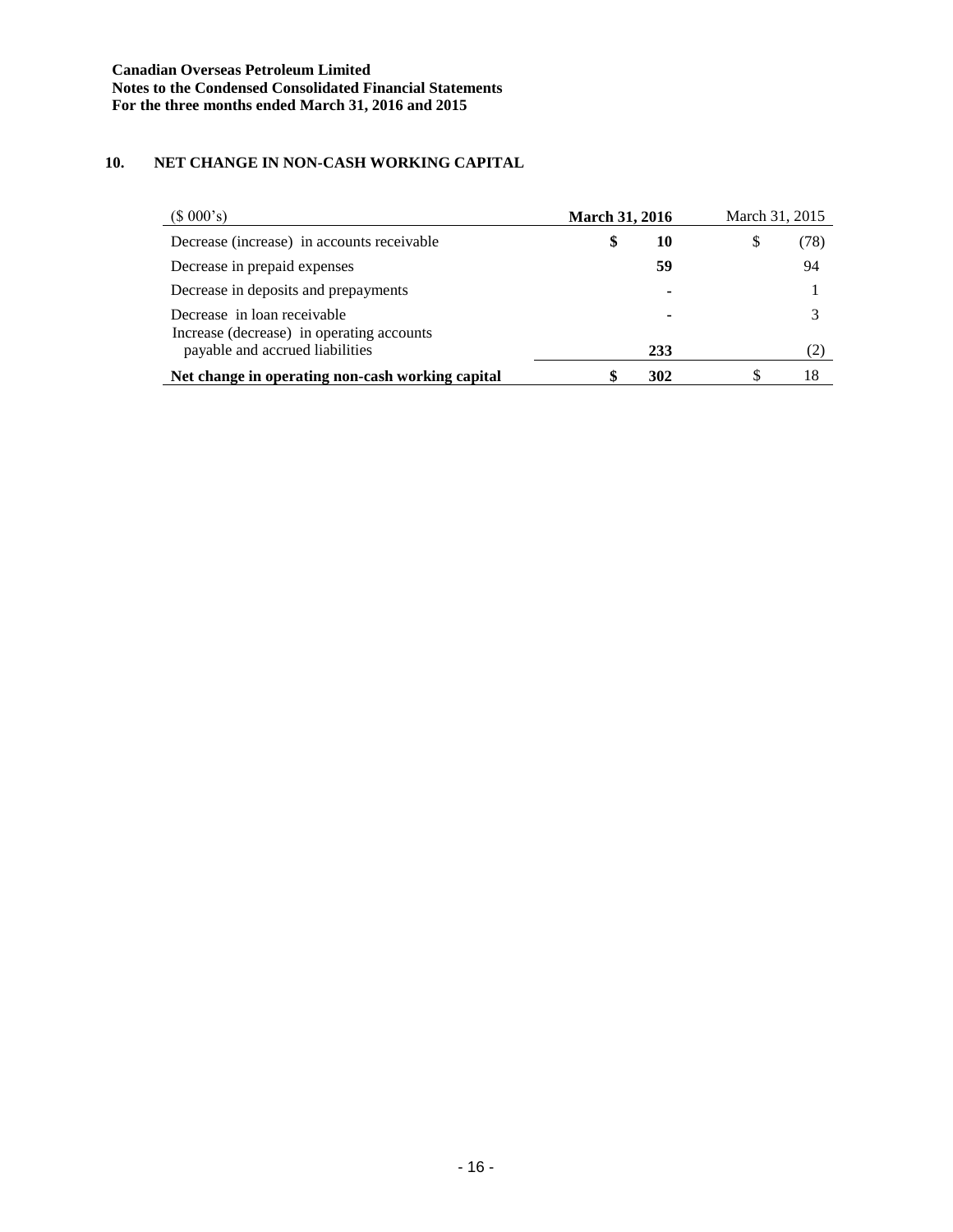## 10. NET CHANGE IN NON-CASH WORKING CAPITAL

| ($ 000's) | **March 31, 2016** | March 31, 2015 |
|---|---|---|
| Decrease (increase) in accounts receivable | **$ 10** | $ (78) |
| Decrease in prepaid expenses | **59** | 94 |
| Decrease in deposits and prepayments | **-** | 1 |
| Decrease in loan receivable | **-** | 3 |
| Increase (decrease) in operating accounts payable and accrued liabilities | **233** | (2) |
| **Net change in operating non-cash working capital** | **$ 302** | $ 18 |